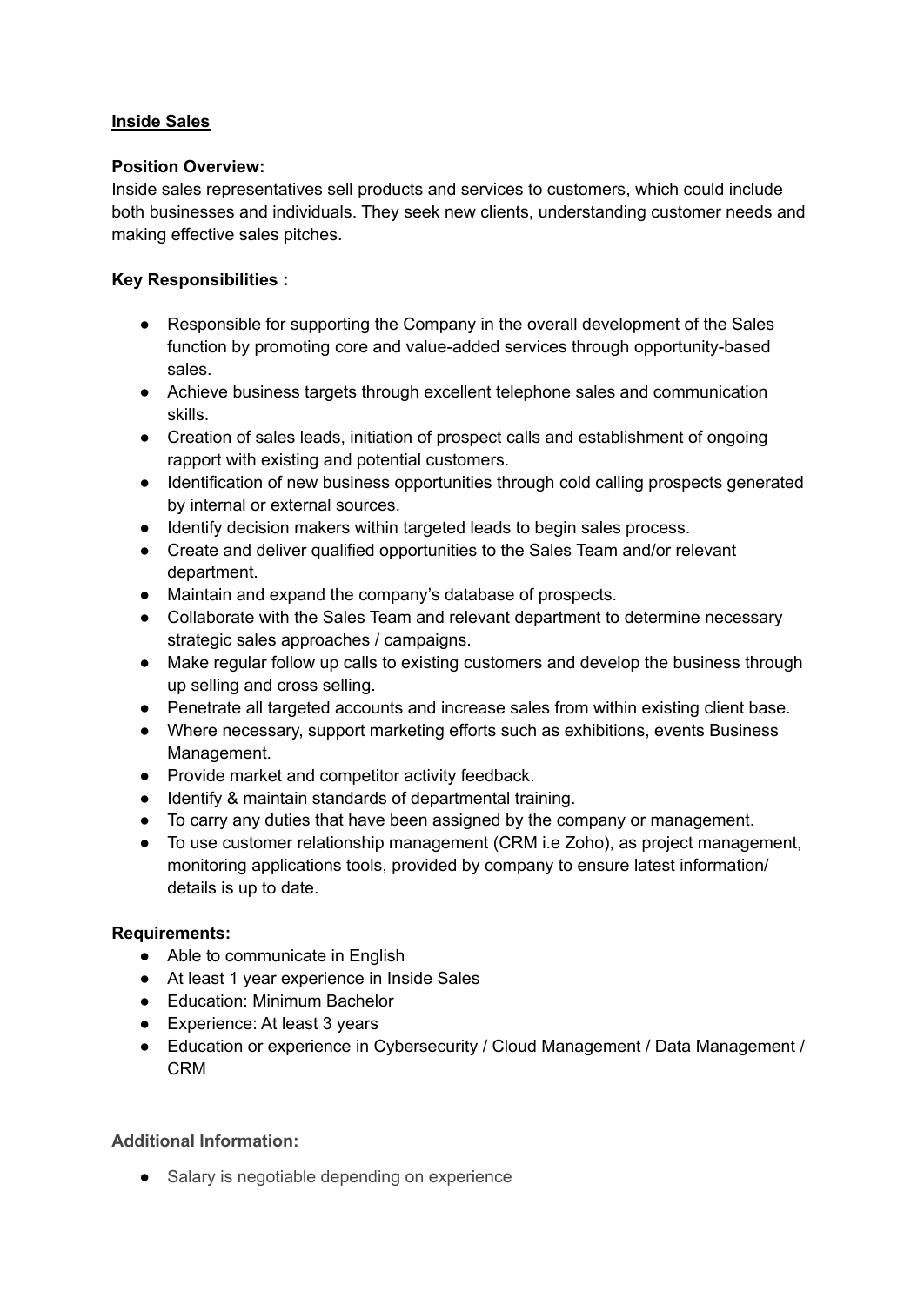**<u>Inside Sales</u>**

**Position Overview:**
Inside sales representatives sell products and services to customers, which could include both businesses and individuals. They seek new clients, understanding customer needs and making effective sales pitches.

**Key Responsibilities :**

- Responsible for supporting the Company in the overall development of the Sales function by promoting core and value-added services through opportunity-based sales.
- Achieve business targets through excellent telephone sales and communication skills.
- Creation of sales leads, initiation of prospect calls and establishment of ongoing rapport with existing and potential customers.
- Identification of new business opportunities through cold calling prospects generated by internal or external sources.
- Identify decision makers within targeted leads to begin sales process.
- Create and deliver qualified opportunities to the Sales Team and/or relevant department.
- Maintain and expand the company's database of prospects.
- Collaborate with the Sales Team and relevant department to determine necessary strategic sales approaches / campaigns.
- Make regular follow up calls to existing customers and develop the business through up selling and cross selling.
- Penetrate all targeted accounts and increase sales from within existing client base.
- Where necessary, support marketing efforts such as exhibitions, events Business Management.
- Provide market and competitor activity feedback.
- Identify & maintain standards of departmental training.
- To carry any duties that have been assigned by the company or management.
- To use customer relationship management (CRM i.e Zoho), as project management, monitoring applications tools, provided by company to ensure latest information/ details is up to date.

**Requirements:**

- Able to communicate in English
- At least 1 year experience in Inside Sales
- Education: Minimum Bachelor
- Experience: At least 3 years
- Education or experience in Cybersecurity / Cloud Management / Data Management / CRM

**Additional Information:**

- Salary is negotiable depending on experience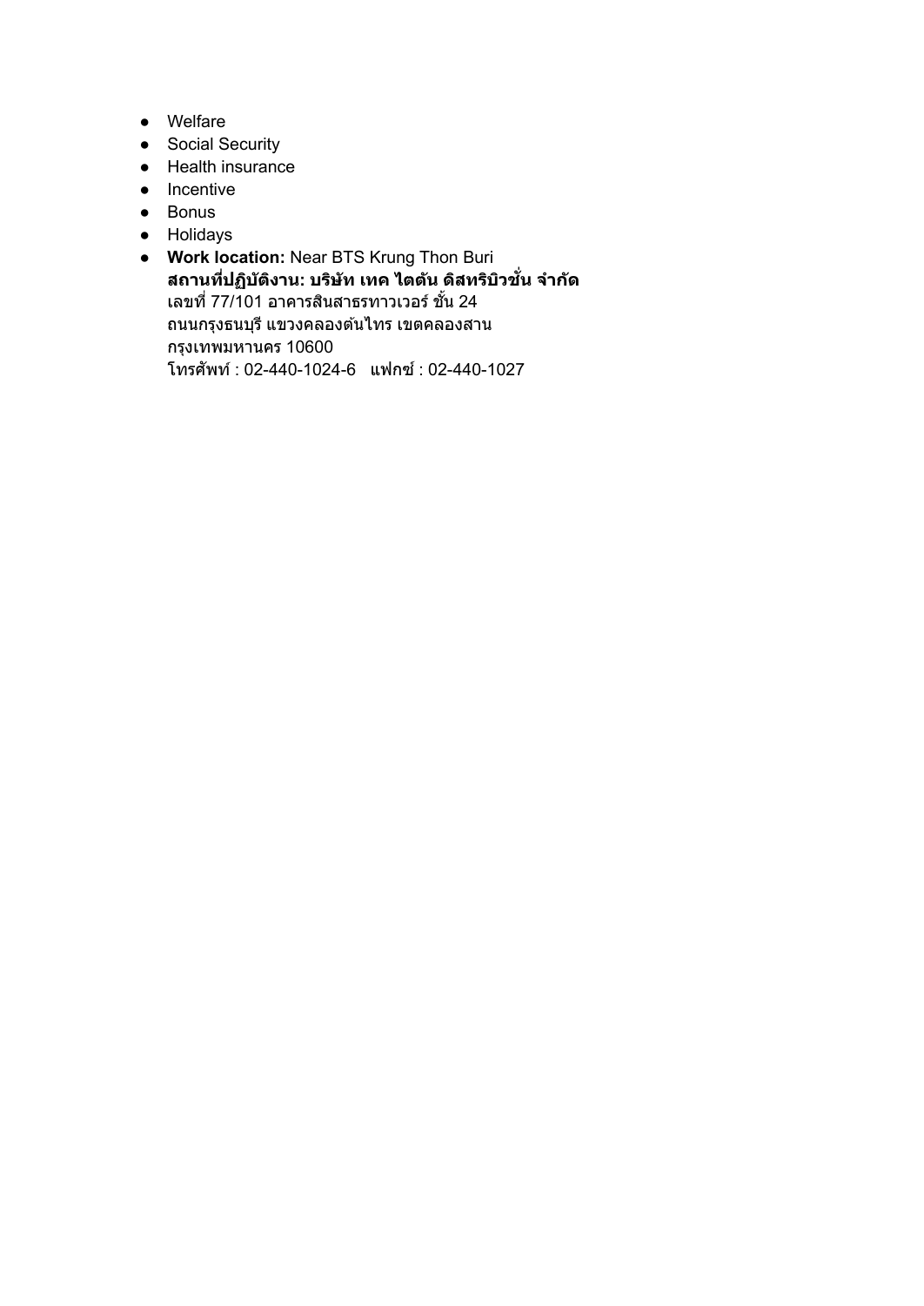- Welfare
- Social Security
- Health insurance
- Incentive
- Bonus
- Holidays
- **Work location:** Near BTS Krung Thon Buri
  **สถานที่ปฏิบัติงาน: บริษัท เทค ไตตัน ดิสทริบิวชั่น จำกัด**
  เลขที่ 77/101 อาคารสินสาธรทาวเวอร์ ชั้น 24
  ถนนกรุงธนบุรี แขวงคลองต้นไทร เขตคลองสาน
  กรุงเทพมหานคร 10600
  โทรศัพท์ : 02-440-1024-6   แฟกซ์ : 02-440-1027